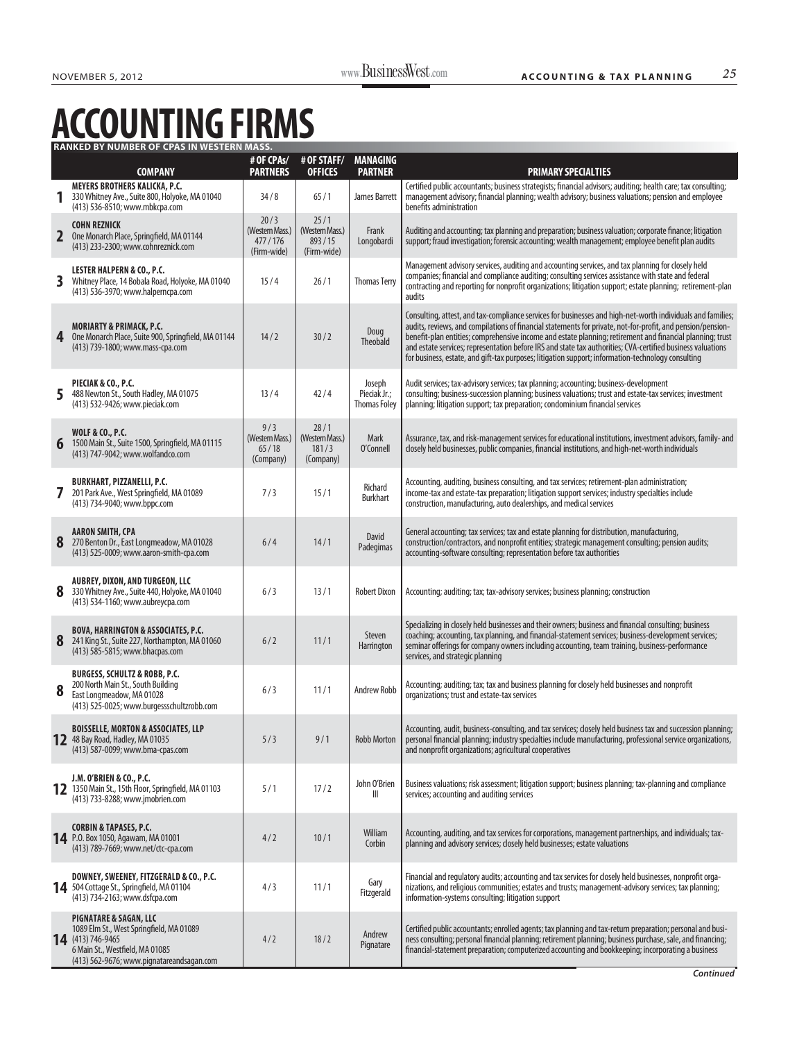# ACCOUNTING FIRMS

**RANKED BY NUMBER OF CPAS IN WESTERN MASS.**

| | COMPANY | # OF CPAs/ PARTNERS | # OF STAFF/ OFFICES | MANAGING PARTNER | PRIMARY SPECIALTIES |
|---|---|---|---|---|---|
| 1 | **MEYERS BROTHERS KALICKA, P.C.** 330 Whitney Ave., Suite 800, Holyoke, MA 01040 (413) 536-8510; www.mbkcpa.com | 34 / 8 | 65 / 1 | James Barrett | Certified public accountants; business strategists; financial advisors; auditing; health care; tax consulting; management advisory; financial planning; wealth advisory; business valuations; pension and employee benefits administration |
| 2 | **COHN REZNICK** One Monarch Place, Springfield, MA 01144 (413) 233-2300; www.cohnreznick.com | 20 / 3 (Western Mass.) 477 / 176 (Firm-wide) | 25 / 1 (Western Mass.) 893 / 15 (Firm-wide) | Frank Longobardi | Auditing and accounting; tax planning and preparation; business valuation; corporate finance; litigation support; fraud investigation; forensic accounting; wealth management; employee benefit plan audits |
| 3 | **LESTER HALPERN & CO., P.C.** Whitney Place, 14 Bobala Road, Holyoke, MA 01040 (413) 536-3970; www.halperncpa.com | 15 / 4 | 26 / 1 | Thomas Terry | Management advisory services, auditing and accounting services, and tax planning for closely held companies; financial and compliance auditing; consulting services assistance with state and federal contracting and reporting for nonprofit organizations; litigation support; estate planning; retirement-plan audits |
| 4 | **MORIARTY & PRIMACK, P.C.** One Monarch Place, Suite 900, Springfield, MA 01144 (413) 739-1800; www.mass-cpa.com | 14 / 2 | 30 / 2 | Doug Theobald | Consulting, attest, and tax-compliance services for businesses and high-net-worth individuals and families; audits, reviews, and compilations of financial statements for private, not-for-profit, and pension/pension-benefit-plan entities; comprehensive income and estate planning; retirement and financial planning; trust and estate services; representation before IRS and state tax authorities; CVA-certified business valuations for business, estate, and gift-tax purposes; litigation support; information-technology consulting |
| 5 | **PIECIAK & CO., P.C.** 488 Newton St., South Hadley, MA 01075 (413) 532-9426; www.pieciak.com | 13 / 4 | 42 / 4 | Joseph Pieciak Jr.; Thomas Foley | Audit services; tax-advisory services; tax planning; accounting; business-development consulting; business-succession planning; business valuations; trust and estate-tax services; investment planning; litigation support; tax preparation; condominium financial services |
| 6 | **WOLF & CO., P.C.** 1500 Main St., Suite 1500, Springfield, MA 01115 (413) 747-9042; www.wolfandco.com | 9 / 3 (Western Mass.) 65 / 18 (Company) | 28 / 1 (Western Mass.) 181 / 3 (Company) | Mark O'Connell | Assurance, tax, and risk-management services for educational institutions, investment advisors, family- and closely held businesses, public companies, financial institutions, and high-net-worth individuals |
| 7 | **BURKHART, PIZZANELLI, P.C.** 201 Park Ave., West Springfield, MA 01089 (413) 734-9040; www.bppc.com | 7 / 3 | 15 / 1 | Richard Burkhart | Accounting, auditing, business consulting, and tax services; retirement-plan administration; income-tax and estate-tax preparation; litigation support services; industry specialties include construction, manufacturing, auto dealerships, and medical services |
| 8 | **AARON SMITH, CPA** 270 Benton Dr., East Longmeadow, MA 01028 (413) 525-0009; www.aaron-smith-cpa.com | 6 / 4 | 14 / 1 | David Padegimas | General accounting; tax services; tax and estate planning for distribution, manufacturing, construction/contractors, and nonprofit entities; strategic management consulting; pension audits; accounting-software consulting; representation before tax authorities |
| 8 | **AUBREY, DIXON, AND TURGEON, LLC** 330 Whitney Ave., Suite 440, Holyoke, MA 01040 (413) 534-1160; www.aubreycpa.com | 6 / 3 | 13 / 1 | Robert Dixon | Accounting; auditing; tax; tax-advisory services; business planning; construction |
| 8 | **BOVA, HARRINGTON & ASSOCIATES, P.C.** 241 King St., Suite 227, Northampton, MA 01060 (413) 585-5815; www.bhacpas.com | 6 / 2 | 11 / 1 | Steven Harrington | Specializing in closely held businesses and their owners; business and financial consulting; business coaching; accounting, tax planning, and financial-statement services; business-development services; seminar offerings for company owners including accounting, team training, business-performance services, and strategic planning |
| 8 | **BURGESS, SCHULTZ & ROBB, P.C.** 200 North Main St., South Building East Longmeadow, MA 01028 (413) 525-0025; www.burgessschultzrobb.com | 6 / 3 | 11 / 1 | Andrew Robb | Accounting; auditing; tax; tax and business planning for closely held businesses and nonprofit organizations; trust and estate-tax services |
| 12 | **BOISSELLE, MORTON & ASSOCIATES, LLP** 48 Bay Road, Hadley, MA 01035 (413) 587-0099; www.bma-cpas.com | 5 / 3 | 9 / 1 | Robb Morton | Accounting, audit, business-consulting, and tax services; closely held business tax and succession planning; personal financial planning; industry specialties include manufacturing, professional service organizations, and nonprofit organizations; agricultural cooperatives |
| 12 | **J.M. O'BRIEN & CO., P.C.** 1350 Main St., 15th Floor, Springfield, MA 01103 (413) 733-8288; www.jmobrien.com | 5 / 1 | 17 / 2 | John O'Brien III | Business valuations; risk assessment; litigation support; business planning; tax-planning and compliance services; accounting and auditing services |
| 14 | **CORBIN & TAPASES, P.C.** P.O. Box 1050, Agawam, MA 01001 (413) 789-7669; www.net/ctc-cpa.com | 4 / 2 | 10 / 1 | William Corbin | Accounting, auditing, and tax services for corporations, management partnerships, and individuals; tax-planning and advisory services; closely held businesses; estate valuations |
| 14 | **DOWNEY, SWEENEY, FITZGERALD & CO., P.C.** 504 Cottage St., Springfield, MA 01104 (413) 734-2163; www.dsfcpa.com | 4 / 3 | 11 / 1 | Gary Fitzgerald | Financial and regulatory audits; accounting and tax services for closely held businesses, nonprofit organizations, and religious communities; estates and trusts; management-advisory services; tax planning; information-systems consulting; litigation support |
| 14 | **PIGNATARE & SAGAN, LLC** 1089 Elm St., West Springfield, MA 01089 (413) 746-9465 6 Main St., Westfield, MA 01085 (413) 562-9676; www.pignatareandsagan.com | 4 / 2 | 18 / 2 | Andrew Pignatare | Certified public accountants; enrolled agents; tax planning and tax-return preparation; personal and business consulting; personal financial planning; retirement planning; business purchase, sale, and financing; financial-statement preparation; computerized accounting and bookkeeping; incorporating a business |

*Continued*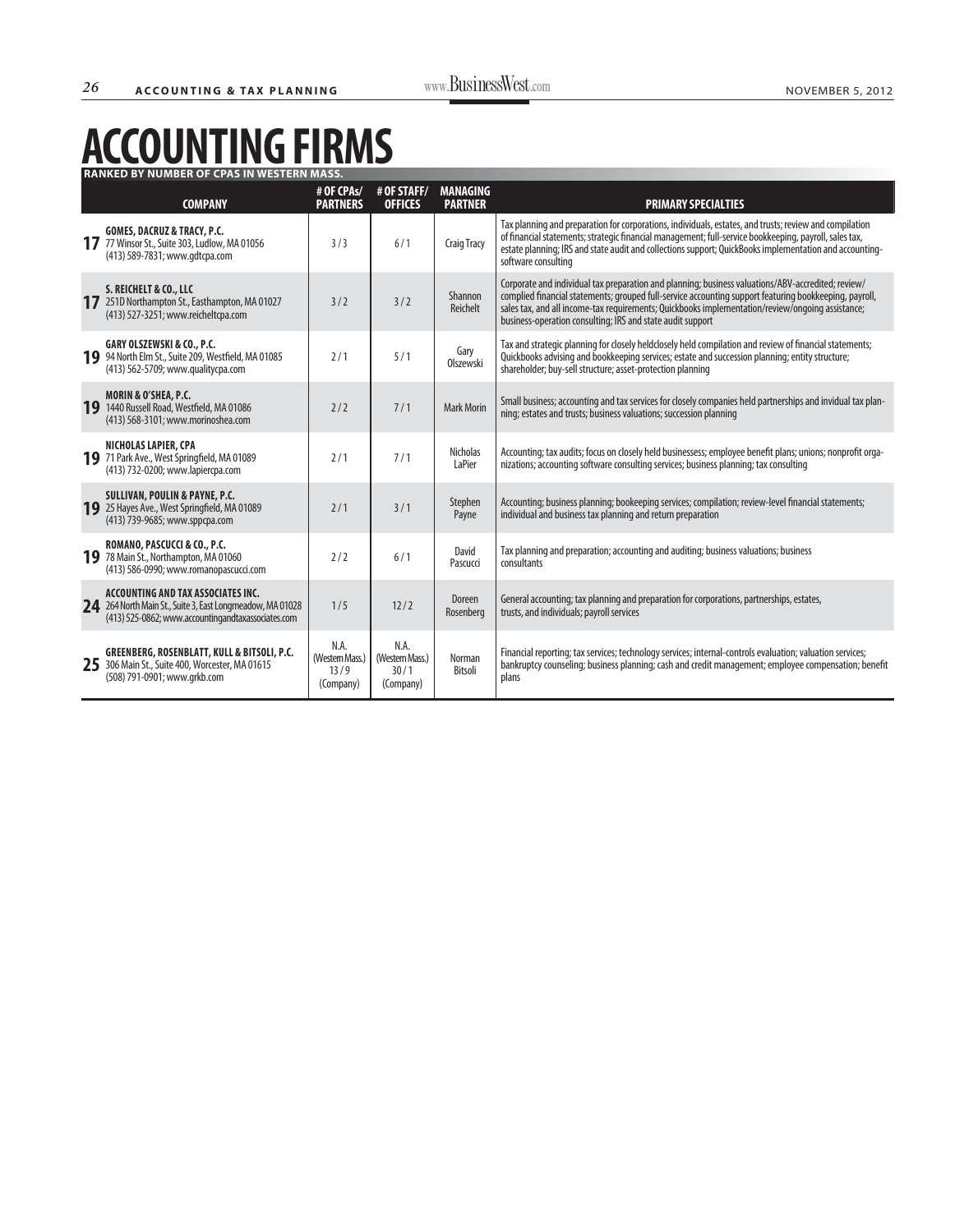# ACCOUNTING FIRMS

**RANKED BY NUMBER OF CPAS IN WESTERN MASS.**

| | COMPANY | # OF CPAs/ PARTNERS | # OF STAFF/ OFFICES | MANAGING PARTNER | PRIMARY SPECIALTIES |
|---|---|---|---|---|---|
| 17 | **GOMES, DACRUZ & TRACY, P.C.** 77 Winsor St., Suite 303, Ludlow, MA 01056 (413) 589-7831; www.gdtcpa.com | 3 / 3 | 6 / 1 | Craig Tracy | Tax planning and preparation for corporations, individuals, estates, and trusts; review and compilation of financial statements; strategic financial management; full-service bookkeeping, payroll, sales tax, estate planning; IRS and state audit and collections support; QuickBooks implementation and accounting-software consulting |
| 17 | **S. REICHELT & CO., LLC** 251D Northampton St., Easthampton, MA 01027 (413) 527-3251; www.reicheltcpa.com | 3 / 2 | 3 / 2 | Shannon Reichelt | Corporate and individual tax preparation and planning; business valuations/ABV-accredited; review/complied financial statements; grouped full-service accounting support featuring bookkeeping, payroll, sales tax, and all income-tax requirements; Quickbooks implementation/review/ongoing assistance; business-operation consulting; IRS and state audit support |
| 19 | **GARY OLSZEWSKI & CO., P.C.** 94 North Elm St., Suite 209, Westfield, MA 01085 (413) 562-5709; www.qualitycpa.com | 2 / 1 | 5 / 1 | Gary Olszewski | Tax and strategic planning for closely heldclosely held compilation and review of financial statements; Quickbooks advising and bookkeeping services; estate and succession planning; entity structure; shareholder; buy-sell structure; asset-protection planning |
| 19 | **MORIN & O'SHEA, P.C.** 1440 Russell Road, Westfield, MA 01086 (413) 568-3101; www.morinoshea.com | 2 / 2 | 7 / 1 | Mark Morin | Small business; accounting and tax services for closely companies held partnerships and invidual tax planning; estates and trusts; business valuations; succession planning |
| 19 | **NICHOLAS LAPIER, CPA** 71 Park Ave., West Springfield, MA 01089 (413) 732-0200; www.lapiercpa.com | 2 / 1 | 7 / 1 | Nicholas LaPier | Accounting; tax audits; focus on closely held businessess; employee benefit plans; unions; nonprofit organizations; accounting software consulting services; business planning; tax consulting |
| 19 | **SULLIVAN, POULIN & PAYNE, P.C.** 25 Hayes Ave., West Springfield, MA 01089 (413) 739-9685; www.sppcpa.com | 2 / 1 | 3 / 1 | Stephen Payne | Accounting; business planning; bookeeping services; compilation; review-level financial statements; individual and business tax planning and return preparation |
| 19 | **ROMANO, PASCUCCI & CO., P.C.** 78 Main St., Northampton, MA 01060 (413) 586-0990; www.romanopascucci.com | 2 / 2 | 6 / 1 | David Pascucci | Tax planning and preparation; accounting and auditing; business valuations; business consultants |
| 24 | **ACCOUNTING AND TAX ASSOCIATES INC.** 264 North Main St., Suite 3, East Longmeadow, MA 01028 (413) 525-0862; www.accountingandtaxassociates.com | 1 / 5 | 12 / 2 | Doreen Rosenberg | General accounting; tax planning and preparation for corporations, partnerships, estates, trusts, and individuals; payroll services |
| 25 | **GREENBERG, ROSENBLATT, KULL & BITSOLI, P.C.** 306 Main St., Suite 400, Worcester, MA 01615 (508) 791-0901; www.grkb.com | N.A. (Western Mass.) 13 / 9 (Company) | N.A. (Western Mass.) 30 / 1 (Company) | Norman Bitsoli | Financial reporting; tax services; technology services; internal-controls evaluation; valuation services; bankruptcy counseling; business planning; cash and credit management; employee compensation; benefit plans |